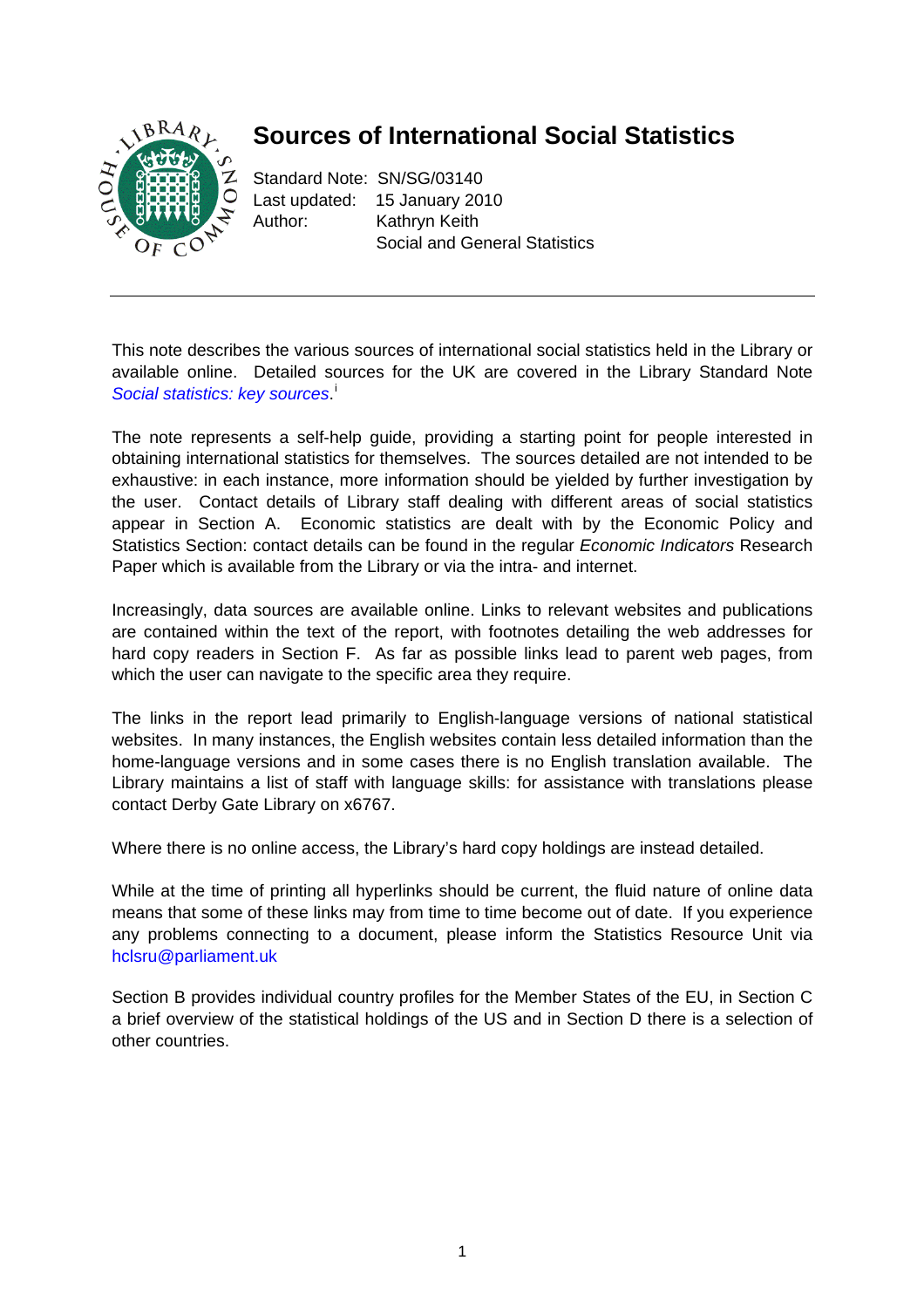# Sources of International Social Statistics

Standard Note: SN/SG/03140
Last updated: 15 January 2010
Author: Kathryn Keith
Social and General Statistics

---

This note describes the various sources of international social statistics held in the Library or available online. Detailed sources for the UK are covered in the Library Standard Note *Social statistics: key sources*.[i]

The note represents a self-help guide, providing a starting point for people interested in obtaining international statistics for themselves. The sources detailed are not intended to be exhaustive: in each instance, more information should be yielded by further investigation by the user. Contact details of Library staff dealing with different areas of social statistics appear in Section A. Economic statistics are dealt with by the Economic Policy and Statistics Section: contact details can be found in the regular *Economic Indicators* Research Paper which is available from the Library or via the intra- and internet.

Increasingly, data sources are available online. Links to relevant websites and publications are contained within the text of the report, with footnotes detailing the web addresses for hard copy readers in Section F. As far as possible links lead to parent web pages, from which the user can navigate to the specific area they require.

The links in the report lead primarily to English-language versions of national statistical websites. In many instances, the English websites contain less detailed information than the home-language versions and in some cases there is no English translation available. The Library maintains a list of staff with language skills: for assistance with translations please contact Derby Gate Library on x6767.

Where there is no online access, the Library's hard copy holdings are instead detailed.

While at the time of printing all hyperlinks should be current, the fluid nature of online data means that some of these links may from time to time become out of date. If you experience any problems connecting to a document, please inform the Statistics Resource Unit via hclsru@parliament.uk

Section B provides individual country profiles for the Member States of the EU, in Section C a brief overview of the statistical holdings of the US and in Section D there is a selection of other countries.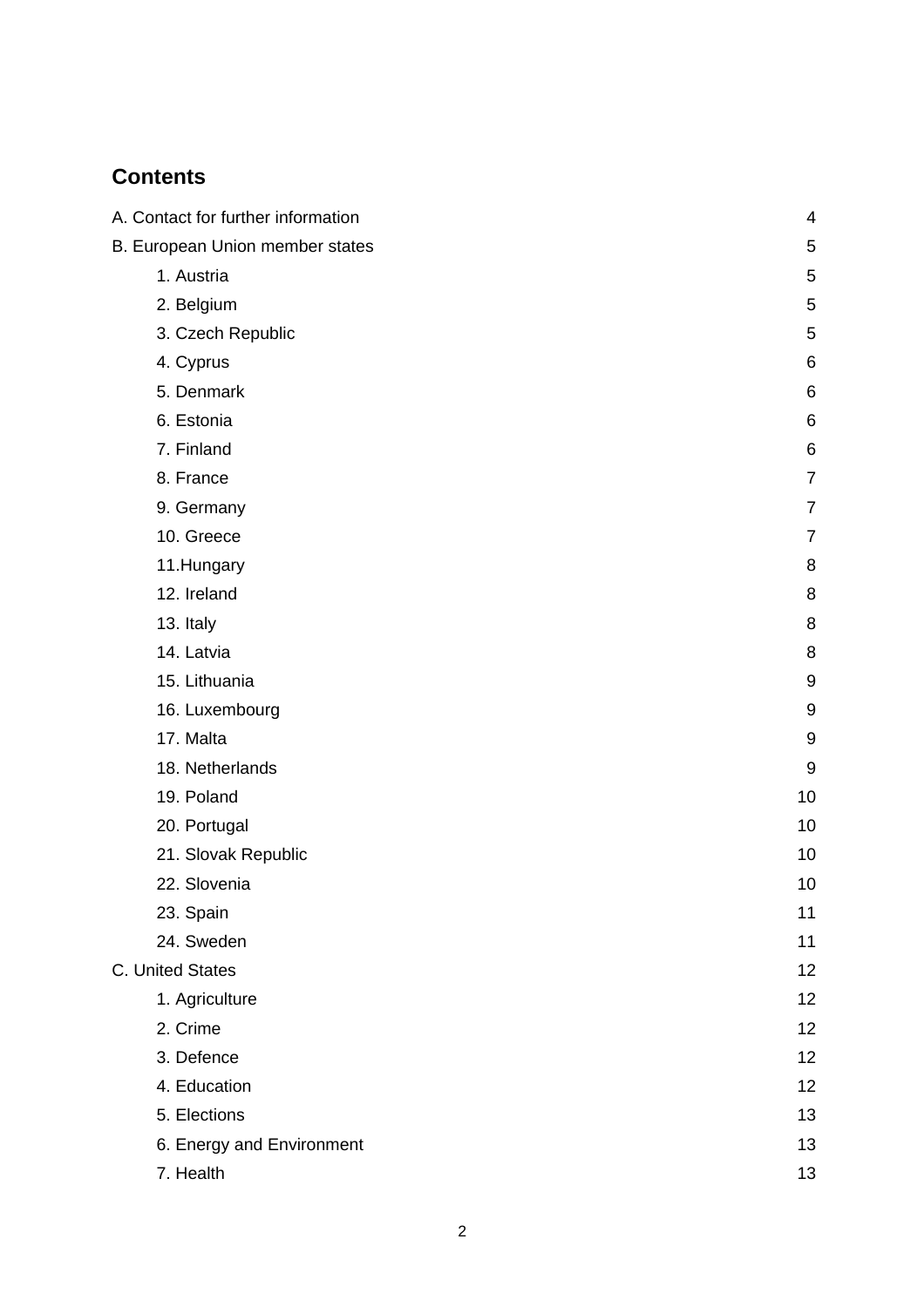## Contents

| | |
|---|---|
| A. Contact for further information | 4 |
| B. European Union member states | 5 |
| 1. Austria | 5 |
| 2. Belgium | 5 |
| 3. Czech Republic | 5 |
| 4. Cyprus | 6 |
| 5. Denmark | 6 |
| 6. Estonia | 6 |
| 7. Finland | 6 |
| 8. France | 7 |
| 9. Germany | 7 |
| 10. Greece | 7 |
| 11.Hungary | 8 |
| 12. Ireland | 8 |
| 13. Italy | 8 |
| 14. Latvia | 8 |
| 15. Lithuania | 9 |
| 16. Luxembourg | 9 |
| 17. Malta | 9 |
| 18. Netherlands | 9 |
| 19. Poland | 10 |
| 20. Portugal | 10 |
| 21. Slovak Republic | 10 |
| 22. Slovenia | 10 |
| 23. Spain | 11 |
| 24. Sweden | 11 |
| C. United States | 12 |
| 1. Agriculture | 12 |
| 2. Crime | 12 |
| 3. Defence | 12 |
| 4. Education | 12 |
| 5. Elections | 13 |
| 6. Energy and Environment | 13 |
| 7. Health | 13 |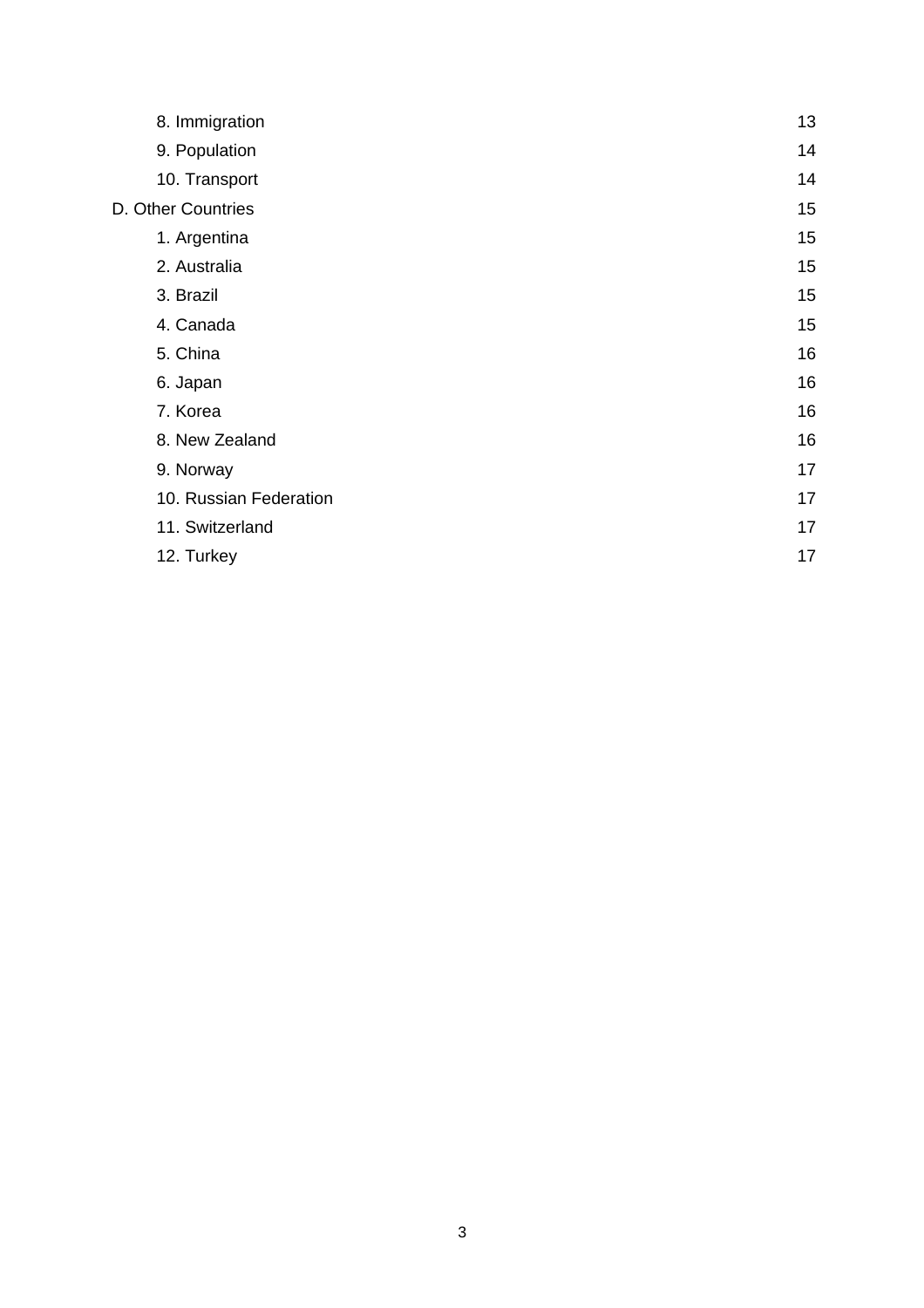8. Immigration 13

9. Population 14

10. Transport 14

D. Other Countries 15

1. Argentina 15

2. Australia 15

3. Brazil 15

4. Canada 15

5. China 16

6. Japan 16

7. Korea 16

8. New Zealand 16

9. Norway 17

10. Russian Federation 17

11. Switzerland 17

12. Turkey 17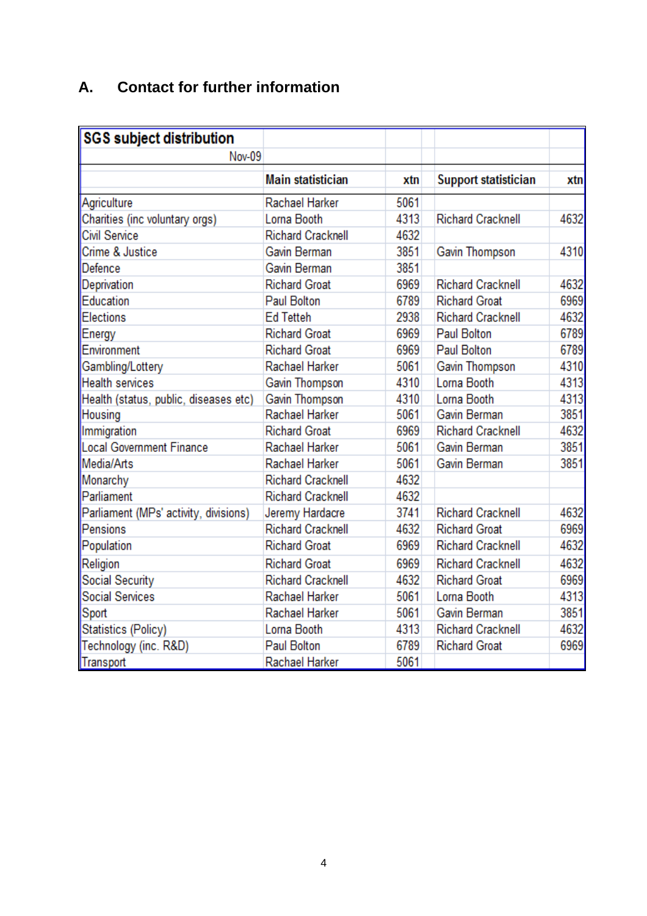## A. Contact for further information

| SGS subject distribution | | | | |
|---|---|---|---|---|
| Nov-09 | | | | |
| | Main statistician | xtn | Support statistician | xtn |
| Agriculture | Rachael Harker | 5061 | | |
| Charities (inc voluntary orgs) | Lorna Booth | 4313 | Richard Cracknell | 4632 |
| Civil Service | Richard Cracknell | 4632 | | |
| Crime & Justice | Gavin Berman | 3851 | Gavin Thompson | 4310 |
| Defence | Gavin Berman | 3851 | | |
| Deprivation | Richard Groat | 6969 | Richard Cracknell | 4632 |
| Education | Paul Bolton | 6789 | Richard Groat | 6969 |
| Elections | Ed Tetteh | 2938 | Richard Cracknell | 4632 |
| Energy | Richard Groat | 6969 | Paul Bolton | 6789 |
| Environment | Richard Groat | 6969 | Paul Bolton | 6789 |
| Gambling/Lottery | Rachael Harker | 5061 | Gavin Thompson | 4310 |
| Health services | Gavin Thompson | 4310 | Lorna Booth | 4313 |
| Health (status, public, diseases etc) | Gavin Thompson | 4310 | Lorna Booth | 4313 |
| Housing | Rachael Harker | 5061 | Gavin Berman | 3851 |
| Immigration | Richard Groat | 6969 | Richard Cracknell | 4632 |
| Local Government Finance | Rachael Harker | 5061 | Gavin Berman | 3851 |
| Media/Arts | Rachael Harker | 5061 | Gavin Berman | 3851 |
| Monarchy | Richard Cracknell | 4632 | | |
| Parliament | Richard Cracknell | 4632 | | |
| Parliament (MPs' activity, divisions) | Jeremy Hardacre | 3741 | Richard Cracknell | 4632 |
| Pensions | Richard Cracknell | 4632 | Richard Groat | 6969 |
| Population | Richard Groat | 6969 | Richard Cracknell | 4632 |
| Religion | Richard Groat | 6969 | Richard Cracknell | 4632 |
| Social Security | Richard Cracknell | 4632 | Richard Groat | 6969 |
| Social Services | Rachael Harker | 5061 | Lorna Booth | 4313 |
| Sport | Rachael Harker | 5061 | Gavin Berman | 3851 |
| Statistics (Policy) | Lorna Booth | 4313 | Richard Cracknell | 4632 |
| Technology (inc. R&D) | Paul Bolton | 6789 | Richard Groat | 6969 |
| Transport | Rachael Harker | 5061 | | |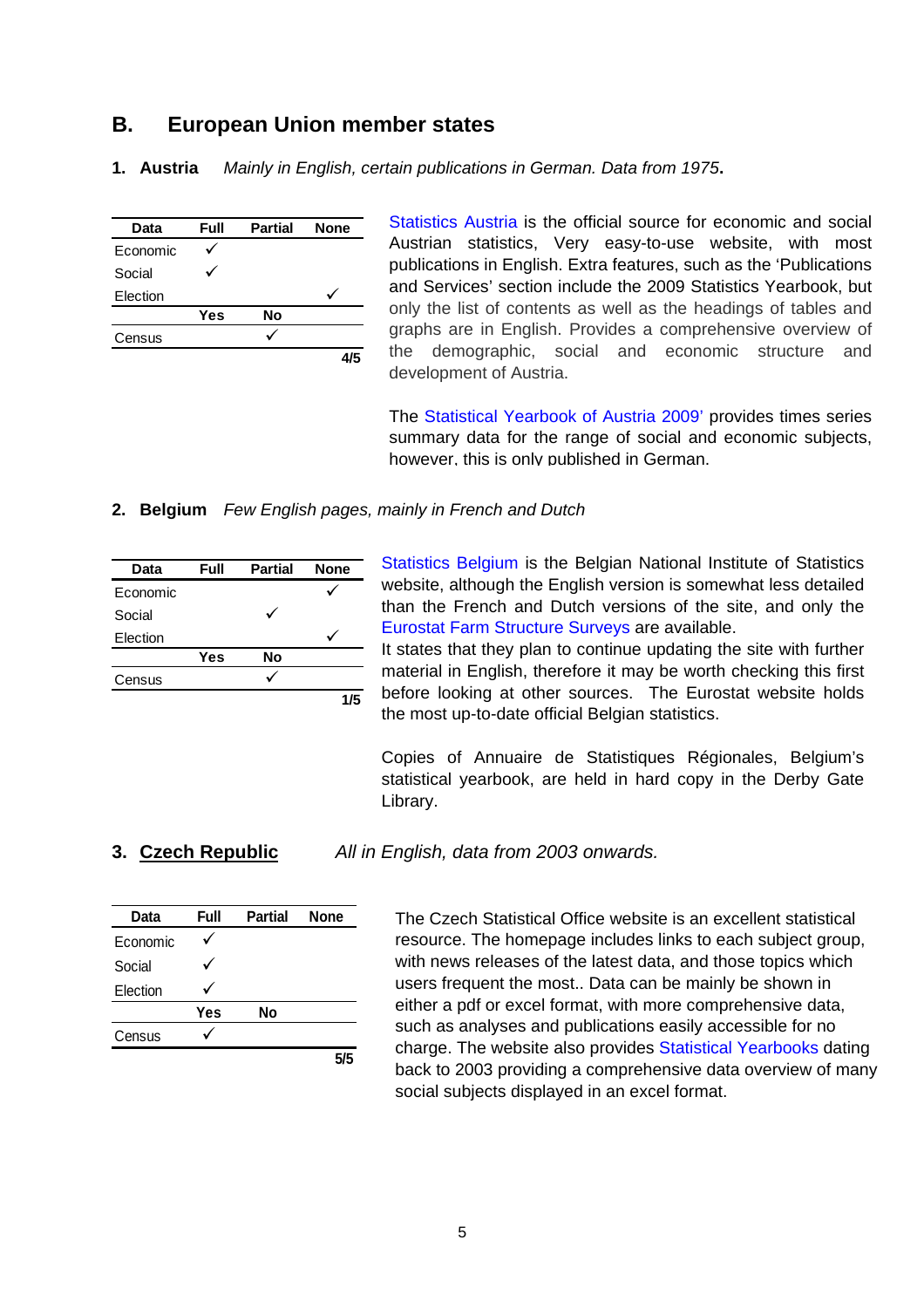## B. European Union member states

**1. Austria** *Mainly in English, certain publications in German. Data from 1975***.**

| Data | Full | Partial | None |
|---|---|---|---|
| Economic | ✓ | | |
| Social | ✓ | | |
| Election | | | ✓ |
| | **Yes** | **No** | |
| Census | | ✓ | |
| | | | **4/5** |

Statistics Austria is the official source for economic and social Austrian statistics, Very easy-to-use website, with most publications in English. Extra features, such as the 'Publications and Services' section include the 2009 Statistics Yearbook, but only the list of contents as well as the headings of tables and graphs are in English. Provides a comprehensive overview of the demographic, social and economic structure and development of Austria.

The Statistical Yearbook of Austria 2009' provides times series summary data for the range of social and economic subjects, however, this is only published in German.

**2. Belgium** *Few English pages, mainly in French and Dutch*

| Data | Full | Partial | None |
|---|---|---|---|
| Economic | | | ✓ |
| Social | | ✓ | |
| Election | | | ✓ |
| | **Yes** | **No** | |
| Census | | ✓ | |
| | | | **1/5** |

Statistics Belgium is the Belgian National Institute of Statistics website, although the English version is somewhat less detailed than the French and Dutch versions of the site, and only the Eurostat Farm Structure Surveys are available.
It states that they plan to continue updating the site with further material in English, therefore it may be worth checking this first before looking at other sources. The Eurostat website holds the most up-to-date official Belgian statistics.

Copies of Annuaire de Statistiques Régionales, Belgium's statistical yearbook, are held in hard copy in the Derby Gate Library.

**3. Czech Republic** *All in English, data from 2003 onwards.*

| Data | Full | Partial | None |
|---|---|---|---|
| Economic | ✓ | | |
| Social | ✓ | | |
| Election | ✓ | | |
| | **Yes** | **No** | |
| Census | ✓ | | |
| | | | **5/5** |

The Czech Statistical Office website is an excellent statistical resource. The homepage includes links to each subject group, with news releases of the latest data, and those topics which users frequent the most.. Data can be mainly be shown in either a pdf or excel format, with more comprehensive data, such as analyses and publications easily accessible for no charge. The website also provides Statistical Yearbooks dating back to 2003 providing a comprehensive data overview of many social subjects displayed in an excel format.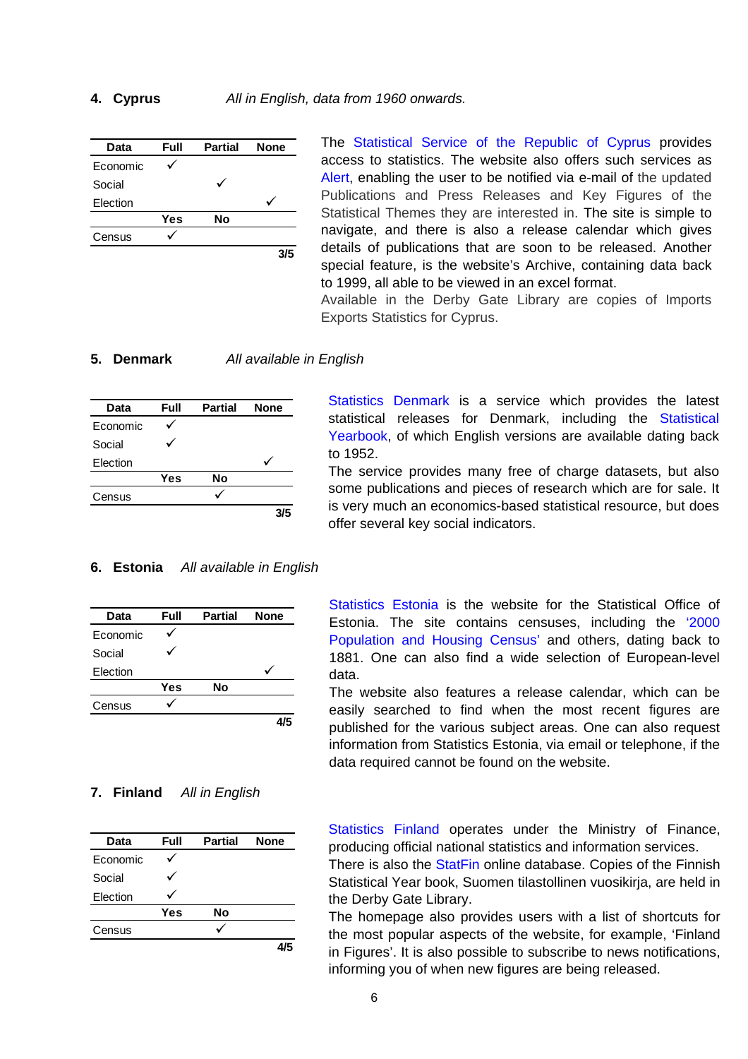## 4. Cyprus *All in English, data from 1960 onwards.*

| Data | Full | Partial | None |
|---|---|---|---|
| Economic | ✓ | | |
| Social | | ✓ | |
| Election | | | ✓ |
| | **Yes** | **No** | |
| Census | ✓ | | |
| | | | **3/5** |

The Statistical Service of the Republic of Cyprus provides access to statistics. The website also offers such services as Alert, enabling the user to be notified via e-mail of the updated Publications and Press Releases and Key Figures of the Statistical Themes they are interested in. The site is simple to navigate, and there is also a release calendar which gives details of publications that are soon to be released. Another special feature, is the website's Archive, containing data back to 1999, all able to be viewed in an excel format.
Available in the Derby Gate Library are copies of Imports Exports Statistics for Cyprus.

## 5. Denmark *All available in English*

| Data | Full | Partial | None |
|---|---|---|---|
| Economic | ✓ | | |
| Social | ✓ | | |
| Election | | | ✓ |
| | **Yes** | **No** | |
| Census | | ✓ | |
| | | | **3/5** |

Statistics Denmark is a service which provides the latest statistical releases for Denmark, including the Statistical Yearbook, of which English versions are available dating back to 1952.
The service provides many free of charge datasets, but also some publications and pieces of research which are for sale. It is very much an economics-based statistical resource, but does offer several key social indicators.

## 6. Estonia *All available in English*

| Data | Full | Partial | None |
|---|---|---|---|
| Economic | ✓ | | |
| Social | ✓ | | |
| Election | | | ✓ |
| | **Yes** | **No** | |
| Census | ✓ | | |
| | | | **4/5** |

Statistics Estonia is the website for the Statistical Office of Estonia. The site contains censuses, including the '2000 Population and Housing Census' and others, dating back to 1881. One can also find a wide selection of European-level data.
The website also features a release calendar, which can be easily searched to find when the most recent figures are published for the various subject areas. One can also request information from Statistics Estonia, via email or telephone, if the data required cannot be found on the website.

## 7. Finland *All in English*

| Data | Full | Partial | None |
|---|---|---|---|
| Economic | ✓ | | |
| Social | ✓ | | |
| Election | ✓ | | |
| | **Yes** | **No** | |
| Census | | ✓ | |
| | | | **4/5** |

Statistics Finland operates under the Ministry of Finance, producing official national statistics and information services.
There is also the StatFin online database. Copies of the Finnish Statistical Year book, Suomen tilastollinen vuosikirja, are held in the Derby Gate Library.
The homepage also provides users with a list of shortcuts for the most popular aspects of the website, for example, 'Finland in Figures'. It is also possible to subscribe to news notifications, informing you of when new figures are being released.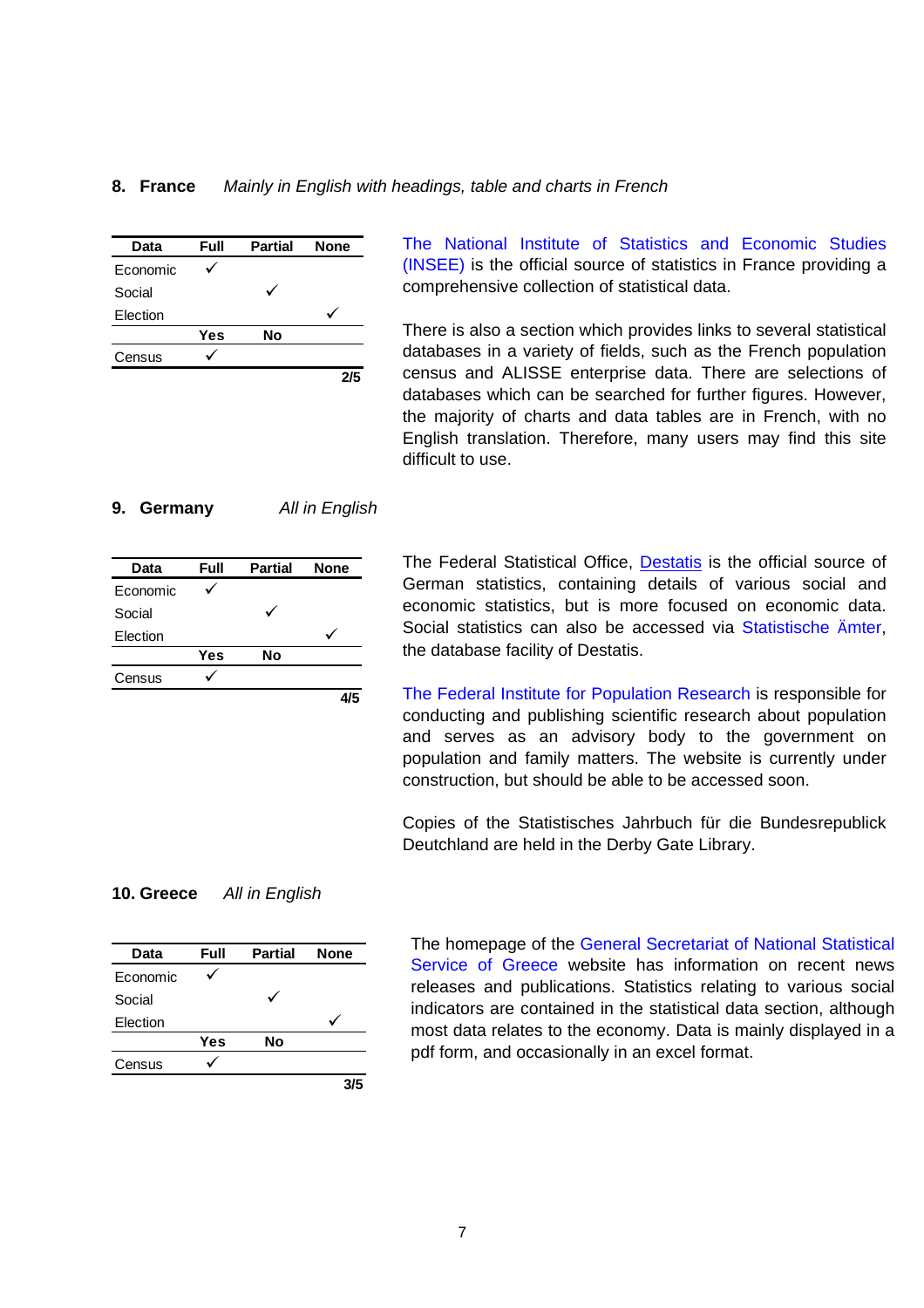## 8. France *Mainly in English with headings, table and charts in French*

| Data | Full | Partial | None |
|---|---|---|---|
| Economic | ✓ | | |
| Social | | ✓ | |
| Election | | | ✓ |
| | **Yes** | **No** | |
| Census | ✓ | | |
| | | | **2/5** |

The National Institute of Statistics and Economic Studies (INSEE) is the official source of statistics in France providing a comprehensive collection of statistical data.

There is also a section which provides links to several statistical databases in a variety of fields, such as the French population census and ALISSE enterprise data. There are selections of databases which can be searched for further figures. However, the majority of charts and data tables are in French, with no English translation. Therefore, many users may find this site difficult to use.

## 9. Germany *All in English*

| Data | Full | Partial | None |
|---|---|---|---|
| Economic | ✓ | | |
| Social | | ✓ | |
| Election | | | ✓ |
| | **Yes** | **No** | |
| Census | ✓ | | |
| | | | **4/5** |

The Federal Statistical Office, Destatis is the official source of German statistics, containing details of various social and economic statistics, but is more focused on economic data. Social statistics can also be accessed via Statistische Ämter, the database facility of Destatis.

The Federal Institute for Population Research is responsible for conducting and publishing scientific research about population and serves as an advisory body to the government on population and family matters. The website is currently under construction, but should be able to be accessed soon.

Copies of the Statistisches Jahrbuch für die Bundesrepublick Deutchland are held in the Derby Gate Library.

## 10. Greece *All in English*

| Data | Full | Partial | None |
|---|---|---|---|
| Economic | ✓ | | |
| Social | | ✓ | |
| Election | | | ✓ |
| | **Yes** | **No** | |
| Census | ✓ | | |
| | | | **3/5** |

The homepage of the General Secretariat of National Statistical Service of Greece website has information on recent news releases and publications. Statistics relating to various social indicators are contained in the statistical data section, although most data relates to the economy. Data is mainly displayed in a pdf form, and occasionally in an excel format.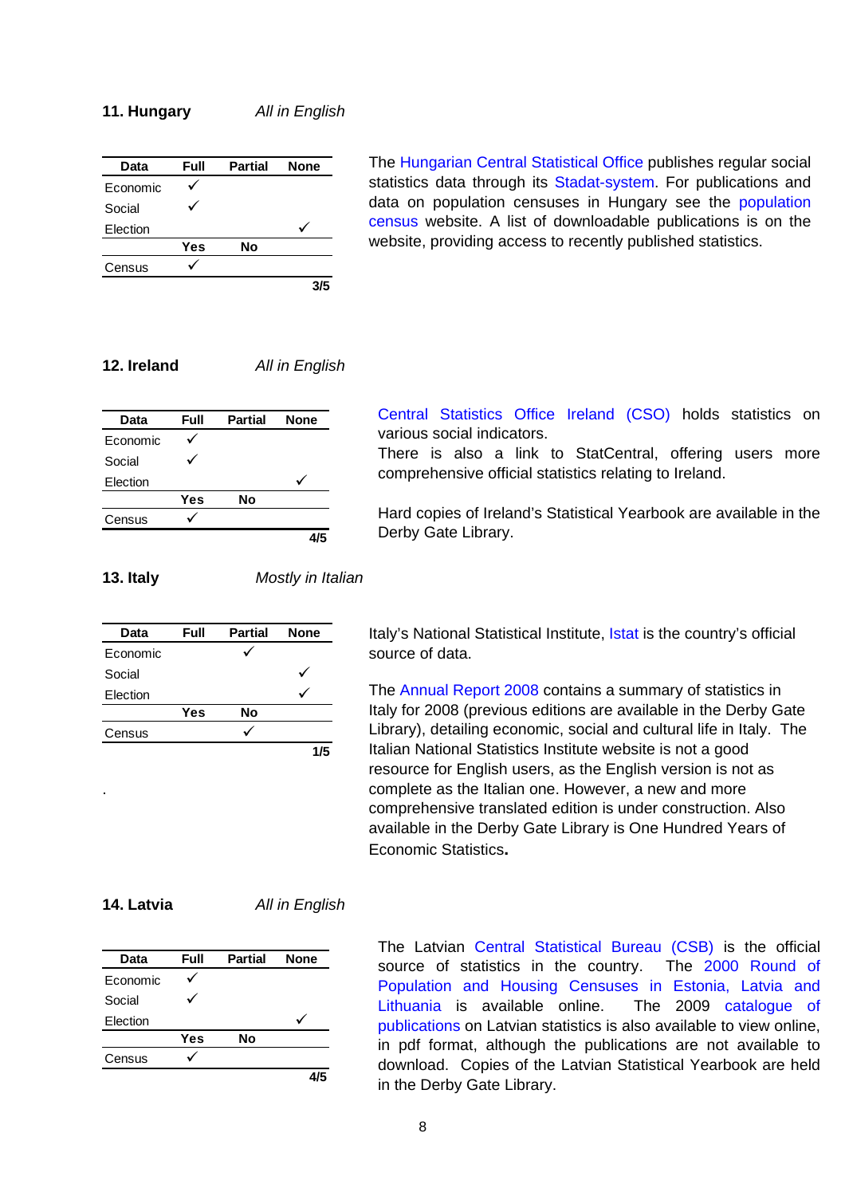## 11. Hungary *All in English*

| Data | Full | Partial | None |
|---|---|---|---|
| Economic | ✓ | | |
| Social | ✓ | | |
| Election | | | ✓ |
| | **Yes** | **No** | |
| Census | ✓ | | |
| | | | **3/5** |

The Hungarian Central Statistical Office publishes regular social statistics data through its Stadat-system. For publications and data on population censuses in Hungary see the population census website. A list of downloadable publications is on the website, providing access to recently published statistics.

## 12. Ireland *All in English*

| Data | Full | Partial | None |
|---|---|---|---|
| Economic | ✓ | | |
| Social | ✓ | | |
| Election | | | ✓ |
| | **Yes** | **No** | |
| Census | ✓ | | |
| | | | **4/5** |

Central Statistics Office Ireland (CSO) holds statistics on various social indicators.
There is also a link to StatCentral, offering users more comprehensive official statistics relating to Ireland.

Hard copies of Ireland's Statistical Yearbook are available in the Derby Gate Library.

## 13. Italy *Mostly in Italian*

| Data | Full | Partial | None |
|---|---|---|---|
| Economic | | ✓ | |
| Social | | | ✓ |
| Election | | | ✓ |
| | **Yes** | **No** | |
| Census | | ✓ | |
| | | | **1/5** |

Italy's National Statistical Institute, Istat is the country's official source of data.

The Annual Report 2008 contains a summary of statistics in Italy for 2008 (previous editions are available in the Derby Gate Library), detailing economic, social and cultural life in Italy. The Italian National Statistics Institute website is not a good resource for English users, as the English version is not as complete as the Italian one. However, a new and more comprehensive translated edition is under construction. Also available in the Derby Gate Library is One Hundred Years of Economic Statistics**.**

## 14. Latvia *All in English*

| Data | Full | Partial | None |
|---|---|---|---|
| Economic | ✓ | | |
| Social | ✓ | | |
| Election | | | ✓ |
| | **Yes** | **No** | |
| Census | ✓ | | |
| | | | **4/5** |

The Latvian Central Statistical Bureau (CSB) is the official source of statistics in the country. The 2000 Round of Population and Housing Censuses in Estonia, Latvia and Lithuania is available online. The 2009 catalogue of publications on Latvian statistics is also available to view online, in pdf format, although the publications are not available to download. Copies of the Latvian Statistical Yearbook are held in the Derby Gate Library.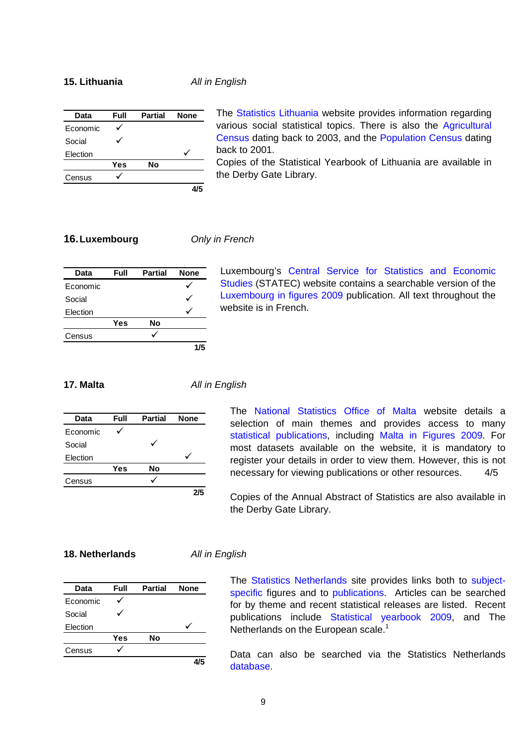### 15. Lithuania

*All in English*

| Data | Full | Partial | None |
|---|---|---|---|
| Economic | ✓ | | |
| Social | ✓ | | |
| Election | | | ✓ |
| | **Yes** | **No** | |
| Census | ✓ | | |
| | | | **4/5** |

The Statistics Lithuania website provides information regarding various social statistical topics. There is also the Agricultural Census dating back to 2003, and the Population Census dating back to 2001.
Copies of the Statistical Yearbook of Lithuania are available in the Derby Gate Library.

### 16. Luxembourg

*Only in French*

| Data | Full | Partial | None |
|---|---|---|---|
| Economic | | | ✓ |
| Social | | | ✓ |
| Election | | | ✓ |
| | **Yes** | **No** | |
| Census | | ✓ | |
| | | | **1/5** |

Luxembourg's Central Service for Statistics and Economic Studies (STATEC) website contains a searchable version of the Luxembourg in figures 2009 publication. All text throughout the website is in French.

### 17. Malta

*All in English*

| Data | Full | Partial | None |
|---|---|---|---|
| Economic | ✓ | | |
| Social | | ✓ | |
| Election | | | ✓ |
| | **Yes** | **No** | |
| Census | | ✓ | |
| | | | **2/5** |

The National Statistics Office of Malta website details a selection of main themes and provides access to many statistical publications, including Malta in Figures 2009. For most datasets available on the website, it is mandatory to register your details in order to view them. However, this is not necessary for viewing publications or other resources. 4/5

Copies of the Annual Abstract of Statistics are also available in the Derby Gate Library.

### 18. Netherlands

*All in English*

| Data | Full | Partial | None |
|---|---|---|---|
| Economic | ✓ | | |
| Social | ✓ | | |
| Election | | | ✓ |
| | **Yes** | **No** | |
| Census | ✓ | | |
| | | | **4/5** |

The Statistics Netherlands site provides links both to subject-specific figures and to publications. Articles can be searched for by theme and recent statistical releases are listed. Recent publications include Statistical yearbook 2009, and The Netherlands on the European scale.[1]

Data can also be searched via the Statistics Netherlands database.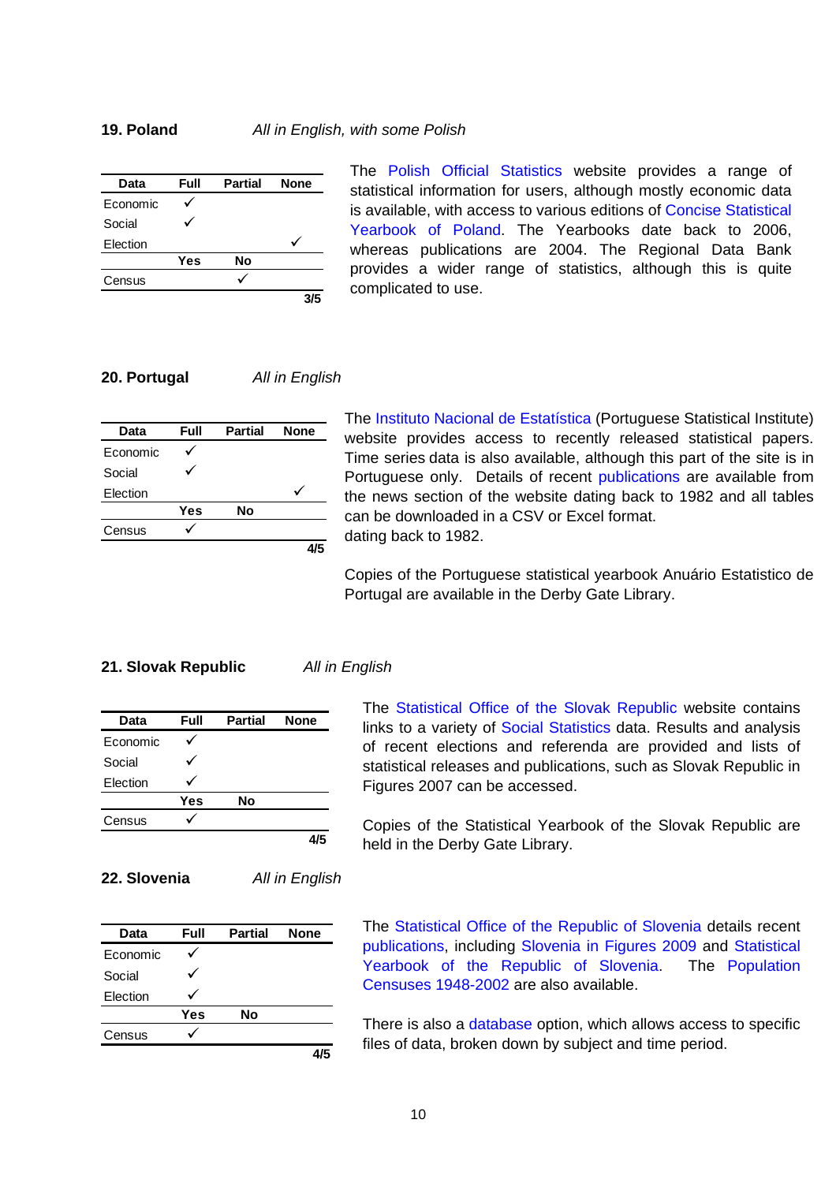## 19. Poland

*All in English, with some Polish*

| Data | Full | Partial | None |
|---|---|---|---|
| Economic | ✓ | | |
| Social | ✓ | | |
| Election | | | ✓ |
| | **Yes** | **No** | |
| Census | | ✓ | |
| | | | **3/5** |

The Polish Official Statistics website provides a range of statistical information for users, although mostly economic data is available, with access to various editions of Concise Statistical Yearbook of Poland. The Yearbooks date back to 2006, whereas publications are 2004. The Regional Data Bank provides a wider range of statistics, although this is quite complicated to use.

## 20. Portugal

*All in English*

| Data | Full | Partial | None |
|---|---|---|---|
| Economic | ✓ | | |
| Social | ✓ | | |
| Election | | | ✓ |
| | **Yes** | **No** | |
| Census | ✓ | | |
| | | | **4/5** |

The Instituto Nacional de Estatística (Portuguese Statistical Institute) website provides access to recently released statistical papers. Time series data is also available, although this part of the site is in Portuguese only. Details of recent publications are available from the news section of the website dating back to 1982 and all tables can be downloaded in a CSV or Excel format.
dating back to 1982.

Copies of the Portuguese statistical yearbook Anuário Estatistico de Portugal are available in the Derby Gate Library.

## 21. Slovak Republic

*All in English*

| Data | Full | Partial | None |
|---|---|---|---|
| Economic | ✓ | | |
| Social | ✓ | | |
| Election | ✓ | | |
| | **Yes** | **No** | |
| Census | ✓ | | |
| | | | **4/5** |

The Statistical Office of the Slovak Republic website contains links to a variety of Social Statistics data. Results and analysis of recent elections and referenda are provided and lists of statistical releases and publications, such as Slovak Republic in Figures 2007 can be accessed.

Copies of the Statistical Yearbook of the Slovak Republic are held in the Derby Gate Library.

## 22. Slovenia

*All in English*

| Data | Full | Partial | None |
|---|---|---|---|
| Economic | ✓ | | |
| Social | ✓ | | |
| Election | ✓ | | |
| | **Yes** | **No** | |
| Census | ✓ | | |
| | | | **4/5** |

The Statistical Office of the Republic of Slovenia details recent publications, including Slovenia in Figures 2009 and Statistical Yearbook of the Republic of Slovenia. The Population Censuses 1948-2002 are also available.

There is also a database option, which allows access to specific files of data, broken down by subject and time period.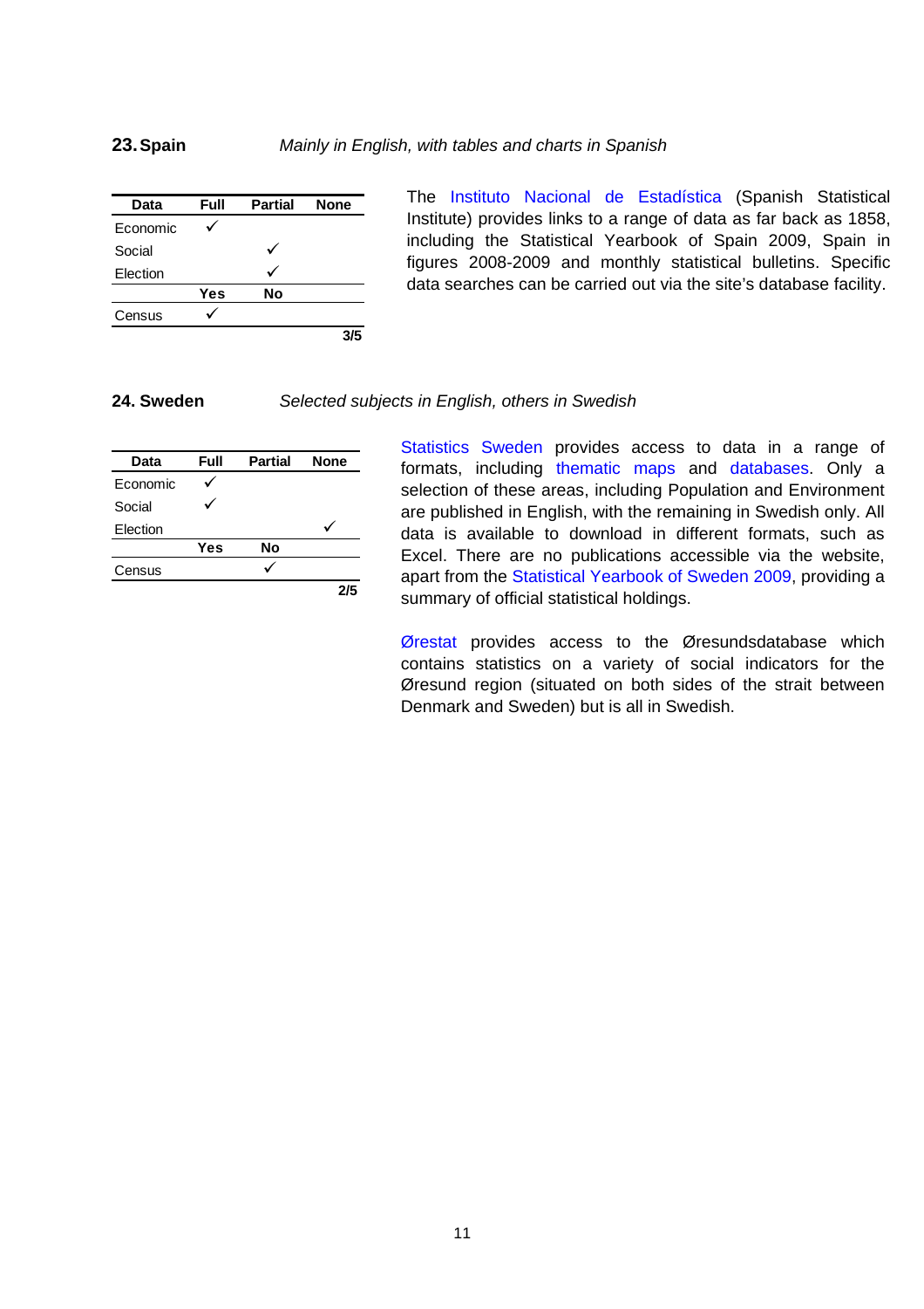## 23. Spain

*Mainly in English, with tables and charts in Spanish*

| Data | Full | Partial | None |
|---|---|---|---|
| Economic | ✓ | | |
| Social | | ✓ | |
| Election | | ✓ | |
| | **Yes** | **No** | |
| Census | ✓ | | |
| | | | **3/5** |

The Instituto Nacional de Estadística (Spanish Statistical Institute) provides links to a range of data as far back as 1858, including the Statistical Yearbook of Spain 2009, Spain in figures 2008-2009 and monthly statistical bulletins. Specific data searches can be carried out via the site's database facility.

## 24. Sweden

*Selected subjects in English, others in Swedish*

| Data | Full | Partial | None |
|---|---|---|---|
| Economic | ✓ | | |
| Social | ✓ | | |
| Election | | | ✓ |
| | **Yes** | **No** | |
| Census | | ✓ | |
| | | | **2/5** |

Statistics Sweden provides access to data in a range of formats, including thematic maps and databases. Only a selection of these areas, including Population and Environment are published in English, with the remaining in Swedish only. All data is available to download in different formats, such as Excel. There are no publications accessible via the website, apart from the Statistical Yearbook of Sweden 2009, providing a summary of official statistical holdings.

Ørestat provides access to the Øresundsdatabase which contains statistics on a variety of social indicators for the Øresund region (situated on both sides of the strait between Denmark and Sweden) but is all in Swedish.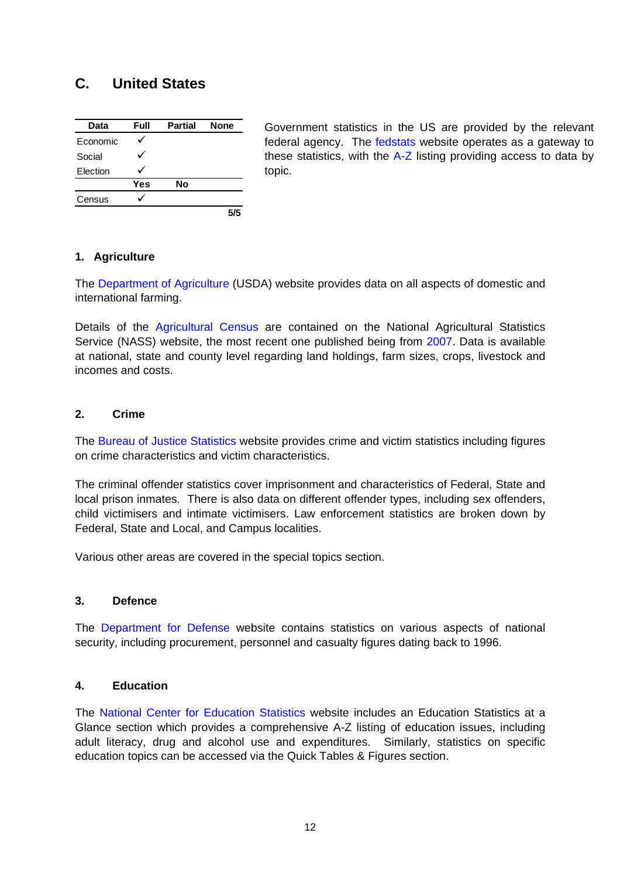## C. United States

| Data | Full | Partial | None |
|---|---|---|---|
| Economic | ✓ | | |
| Social | ✓ | | |
| Election | ✓ | | |
| | **Yes** | **No** | |
| Census | ✓ | | |
| | | | **5/5** |

Government statistics in the US are provided by the relevant federal agency. The fedstats website operates as a gateway to these statistics, with the A-Z listing providing access to data by topic.

### 1. Agriculture

The Department of Agriculture (USDA) website provides data on all aspects of domestic and international farming.

Details of the Agricultural Census are contained on the National Agricultural Statistics Service (NASS) website, the most recent one published being from 2007. Data is available at national, state and county level regarding land holdings, farm sizes, crops, livestock and incomes and costs.

### 2. Crime

The Bureau of Justice Statistics website provides crime and victim statistics including figures on crime characteristics and victim characteristics.

The criminal offender statistics cover imprisonment and characteristics of Federal, State and local prison inmates. There is also data on different offender types, including sex offenders, child victimisers and intimate victimisers. Law enforcement statistics are broken down by Federal, State and Local, and Campus localities.

Various other areas are covered in the special topics section.

### 3. Defence

The Department for Defense website contains statistics on various aspects of national security, including procurement, personnel and casualty figures dating back to 1996.

### 4. Education

The National Center for Education Statistics website includes an Education Statistics at a Glance section which provides a comprehensive A-Z listing of education issues, including adult literacy, drug and alcohol use and expenditures. Similarly, statistics on specific education topics can be accessed via the Quick Tables & Figures section.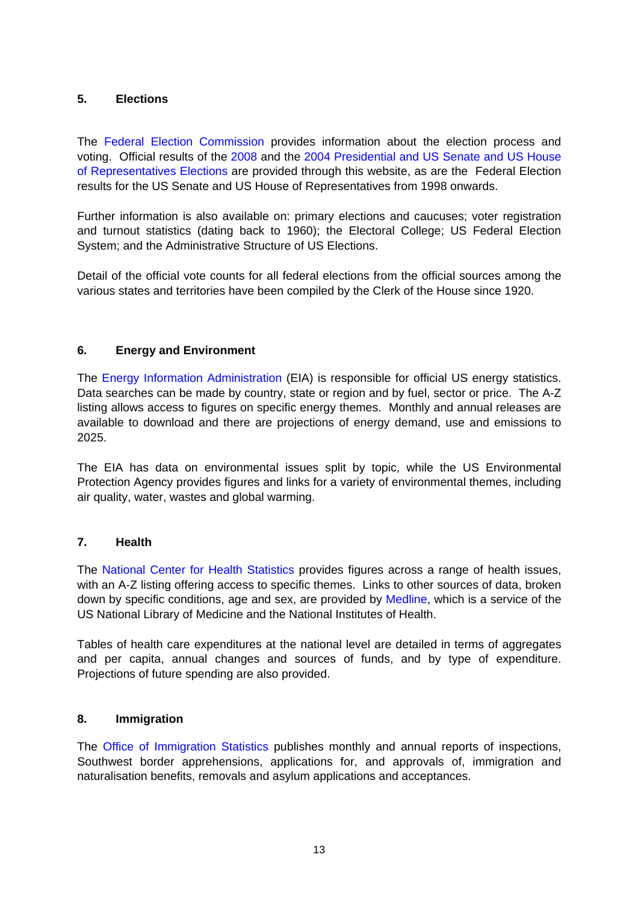## 5. Elections

The Federal Election Commission provides information about the election process and voting. Official results of the 2008 and the 2004 Presidential and US Senate and US House of Representatives Elections are provided through this website, as are the Federal Election results for the US Senate and US House of Representatives from 1998 onwards.

Further information is also available on: primary elections and caucuses; voter registration and turnout statistics (dating back to 1960); the Electoral College; US Federal Election System; and the Administrative Structure of US Elections.

Detail of the official vote counts for all federal elections from the official sources among the various states and territories have been compiled by the Clerk of the House since 1920.

## 6. Energy and Environment

The Energy Information Administration (EIA) is responsible for official US energy statistics. Data searches can be made by country, state or region and by fuel, sector or price. The A-Z listing allows access to figures on specific energy themes. Monthly and annual releases are available to download and there are projections of energy demand, use and emissions to 2025.

The EIA has data on environmental issues split by topic, while the US Environmental Protection Agency provides figures and links for a variety of environmental themes, including air quality, water, wastes and global warming.

## 7. Health

The National Center for Health Statistics provides figures across a range of health issues, with an A-Z listing offering access to specific themes. Links to other sources of data, broken down by specific conditions, age and sex, are provided by Medline, which is a service of the US National Library of Medicine and the National Institutes of Health.

Tables of health care expenditures at the national level are detailed in terms of aggregates and per capita, annual changes and sources of funds, and by type of expenditure. Projections of future spending are also provided.

## 8. Immigration

The Office of Immigration Statistics publishes monthly and annual reports of inspections, Southwest border apprehensions, applications for, and approvals of, immigration and naturalisation benefits, removals and asylum applications and acceptances.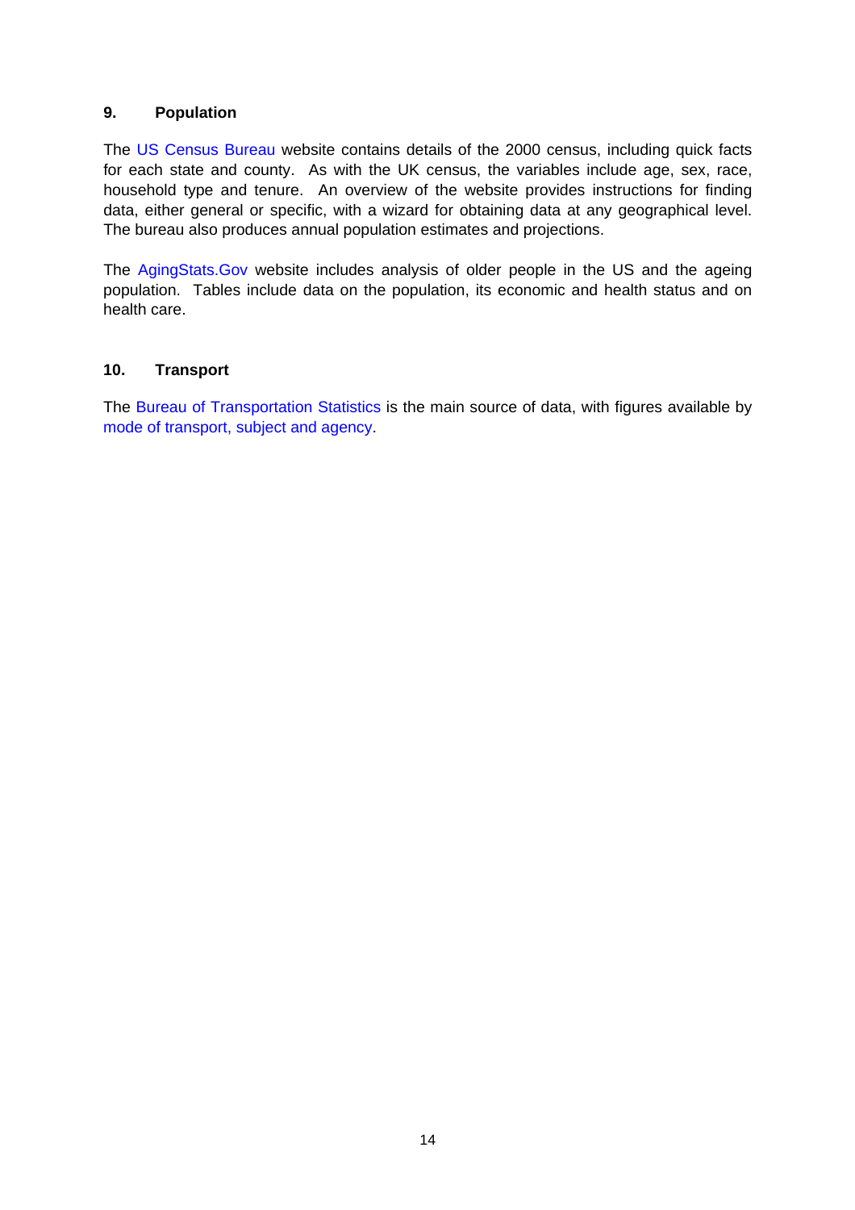## 9. Population

The US Census Bureau website contains details of the 2000 census, including quick facts for each state and county. As with the UK census, the variables include age, sex, race, household type and tenure. An overview of the website provides instructions for finding data, either general or specific, with a wizard for obtaining data at any geographical level. The bureau also produces annual population estimates and projections.

The AgingStats.Gov website includes analysis of older people in the US and the ageing population. Tables include data on the population, its economic and health status and on health care.

## 10. Transport

The Bureau of Transportation Statistics is the main source of data, with figures available by mode of transport, subject and agency.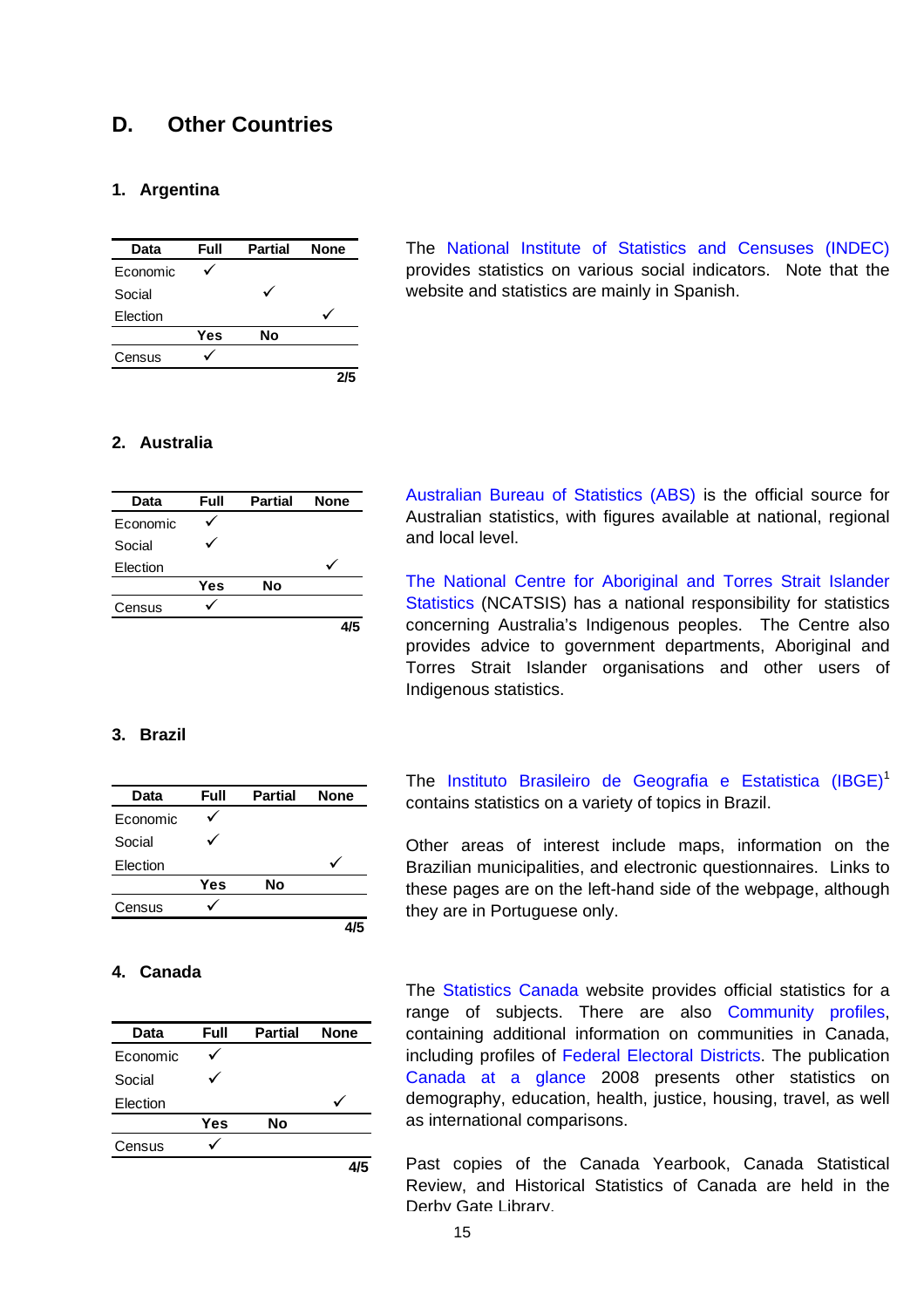## D. Other Countries

### 1. Argentina

| Data | Full | Partial | None |
|---|---|---|---|
| Economic | ✓ | | |
| Social | | ✓ | |
| Election | | | ✓ |
| | **Yes** | **No** | |
| Census | ✓ | | |
| | | | **2/5** |

The National Institute of Statistics and Censuses (INDEC) provides statistics on various social indicators. Note that the website and statistics are mainly in Spanish.

### 2. Australia

| Data | Full | Partial | None |
|---|---|---|---|
| Economic | ✓ | | |
| Social | ✓ | | |
| Election | | | ✓ |
| | **Yes** | **No** | |
| Census | ✓ | | |
| | | | **4/5** |

Australian Bureau of Statistics (ABS) is the official source for Australian statistics, with figures available at national, regional and local level.

The National Centre for Aboriginal and Torres Strait Islander Statistics (NCATSIS) has a national responsibility for statistics concerning Australia's Indigenous peoples. The Centre also provides advice to government departments, Aboriginal and Torres Strait Islander organisations and other users of Indigenous statistics.

### 3. Brazil

| Data | Full | Partial | None |
|---|---|---|---|
| Economic | ✓ | | |
| Social | ✓ | | |
| Election | | | ✓ |
| | **Yes** | **No** | |
| Census | ✓ | | |
| | | | **4/5** |

The Instituto Brasileiro de Geografia e Estatistica (IBGE)[1] contains statistics on a variety of topics in Brazil.

Other areas of interest include maps, information on the Brazilian municipalities, and electronic questionnaires. Links to these pages are on the left-hand side of the webpage, although they are in Portuguese only.

### 4. Canada

| Data | Full | Partial | None |
|---|---|---|---|
| Economic | ✓ | | |
| Social | ✓ | | |
| Election | | | ✓ |
| | **Yes** | **No** | |
| Census | ✓ | | |
| | | | **4/5** |

The Statistics Canada website provides official statistics for a range of subjects. There are also Community profiles, containing additional information on communities in Canada, including profiles of Federal Electoral Districts. The publication Canada at a glance 2008 presents other statistics on demography, education, health, justice, housing, travel, as well as international comparisons.

Past copies of the Canada Yearbook, Canada Statistical Review, and Historical Statistics of Canada are held in the Derby Gate Library.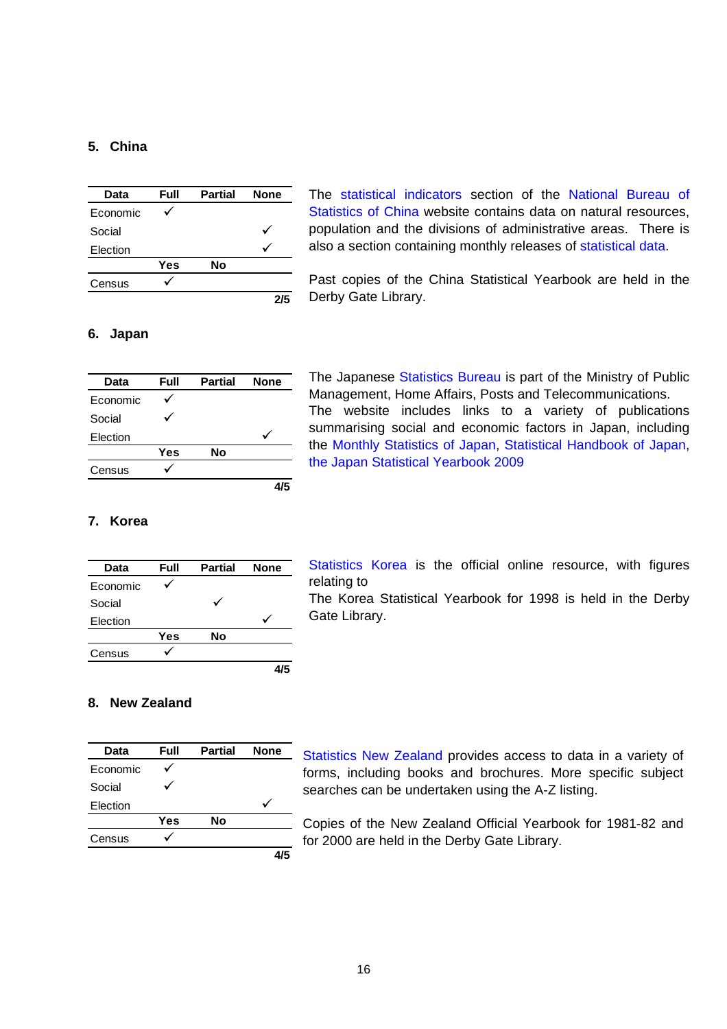## 5. China

| Data | Full | Partial | None |
|---|---|---|---|
| Economic | ✓ | | |
| Social | | | ✓ |
| Election | | | ✓ |
| | **Yes** | **No** | |
| Census | ✓ | | |
| | | | **2/5** |

The statistical indicators section of the National Bureau of Statistics of China website contains data on natural resources, population and the divisions of administrative areas. There is also a section containing monthly releases of statistical data.

Past copies of the China Statistical Yearbook are held in the Derby Gate Library.

## 6. Japan

| Data | Full | Partial | None |
|---|---|---|---|
| Economic | ✓ | | |
| Social | ✓ | | |
| Election | | | ✓ |
| | **Yes** | **No** | |
| Census | ✓ | | |
| | | | **4/5** |

The Japanese Statistics Bureau is part of the Ministry of Public Management, Home Affairs, Posts and Telecommunications. The website includes links to a variety of publications summarising social and economic factors in Japan, including the Monthly Statistics of Japan, Statistical Handbook of Japan, the Japan Statistical Yearbook 2009

## 7. Korea

| Data | Full | Partial | None |
|---|---|---|---|
| Economic | ✓ | | |
| Social | | ✓ | |
| Election | | | ✓ |
| | **Yes** | **No** | |
| Census | ✓ | | |
| | | | **4/5** |

Statistics Korea is the official online resource, with figures relating to
The Korea Statistical Yearbook for 1998 is held in the Derby Gate Library.

## 8. New Zealand

| Data | Full | Partial | None |
|---|---|---|---|
| Economic | ✓ | | |
| Social | ✓ | | |
| Election | | | ✓ |
| | **Yes** | **No** | |
| Census | ✓ | | |
| | | | **4/5** |

Statistics New Zealand provides access to data in a variety of forms, including books and brochures. More specific subject searches can be undertaken using the A-Z listing.

Copies of the New Zealand Official Yearbook for 1981-82 and for 2000 are held in the Derby Gate Library.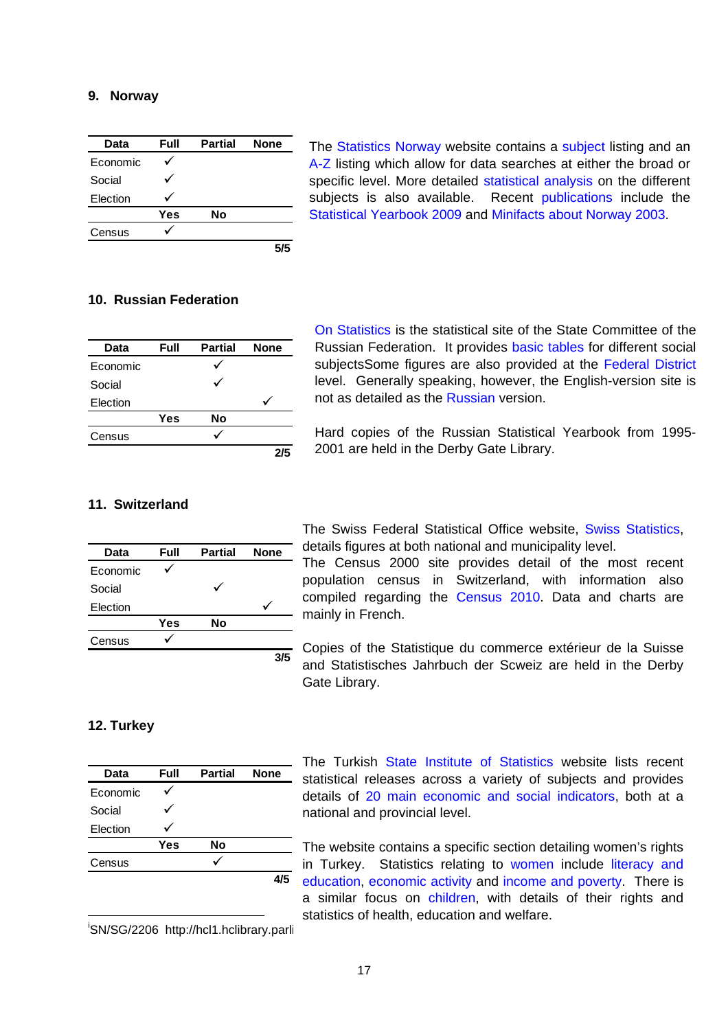## 9. Norway

| Data | Full | Partial | None |
|---|---|---|---|
| Economic | ✓ | | |
| Social | ✓ | | |
| Election | ✓ | | |
| | **Yes** | **No** | |
| Census | ✓ | | |
| | | | **5/5** |

The Statistics Norway website contains a subject listing and an A-Z listing which allow for data searches at either the broad or specific level. More detailed statistical analysis on the different subjects is also available. Recent publications include the Statistical Yearbook 2009 and Minifacts about Norway 2003.

## 10. Russian Federation

| Data | Full | Partial | None |
|---|---|---|---|
| Economic | | ✓ | |
| Social | | ✓ | |
| Election | | | ✓ |
| | **Yes** | **No** | |
| Census | | ✓ | |
| | | | **2/5** |

On Statistics is the statistical site of the State Committee of the Russian Federation. It provides basic tables for different social subjectsSome figures are also provided at the Federal District level. Generally speaking, however, the English-version site is not as detailed as the Russian version.

Hard copies of the Russian Statistical Yearbook from 1995-2001 are held in the Derby Gate Library.

## 11. Switzerland

| Data | Full | Partial | None |
|---|---|---|---|
| Economic | ✓ | | |
| Social | | ✓ | |
| Election | | | ✓ |
| | **Yes** | **No** | |
| Census | ✓ | | |
| | | | **3/5** |

The Swiss Federal Statistical Office website, Swiss Statistics, details figures at both national and municipality level. The Census 2000 site provides detail of the most recent population census in Switzerland, with information also compiled regarding the Census 2010. Data and charts are mainly in French.

Copies of the Statistique du commerce extérieur de la Suisse and Statistisches Jahrbuch der Scweiz are held in the Derby Gate Library.

## 12. Turkey

| Data | Full | Partial | None |
|---|---|---|---|
| Economic | ✓ | | |
| Social | ✓ | | |
| Election | ✓ | | |
| | **Yes** | **No** | |
| Census | | ✓ | |
| | | | **4/5** |

The Turkish State Institute of Statistics website lists recent statistical releases across a variety of subjects and provides details of 20 main economic and social indicators, both at a national and provincial level.

The website contains a specific section detailing women's rights in Turkey. Statistics relating to women include literacy and education, economic activity and income and poverty. There is a similar focus on children, with details of their rights and statistics of health, education and welfare.

[i] SN/SG/2206 http://hcl1.hclibrary.parli